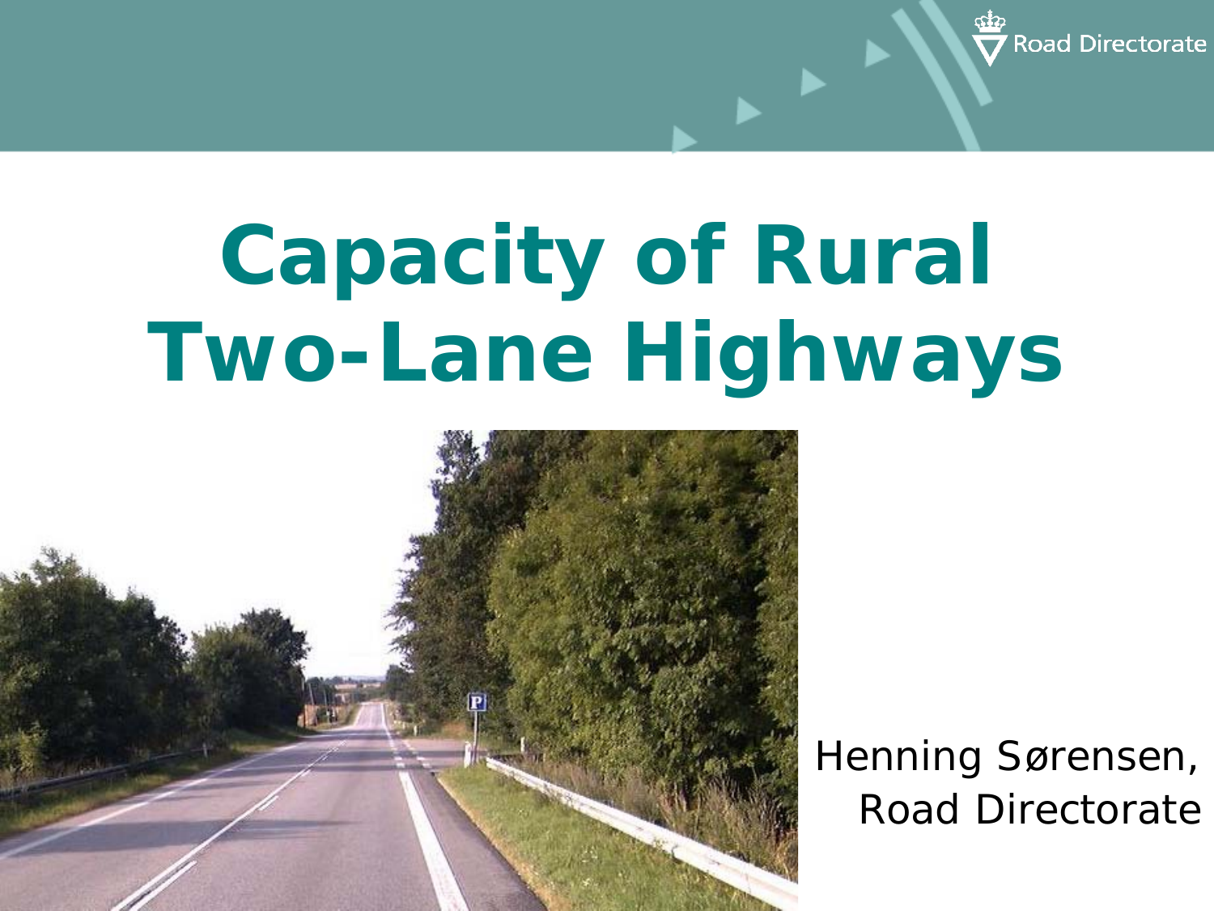# Capacity of Rural Two-Lane Highways

Henning Sørensen,
Road Directorate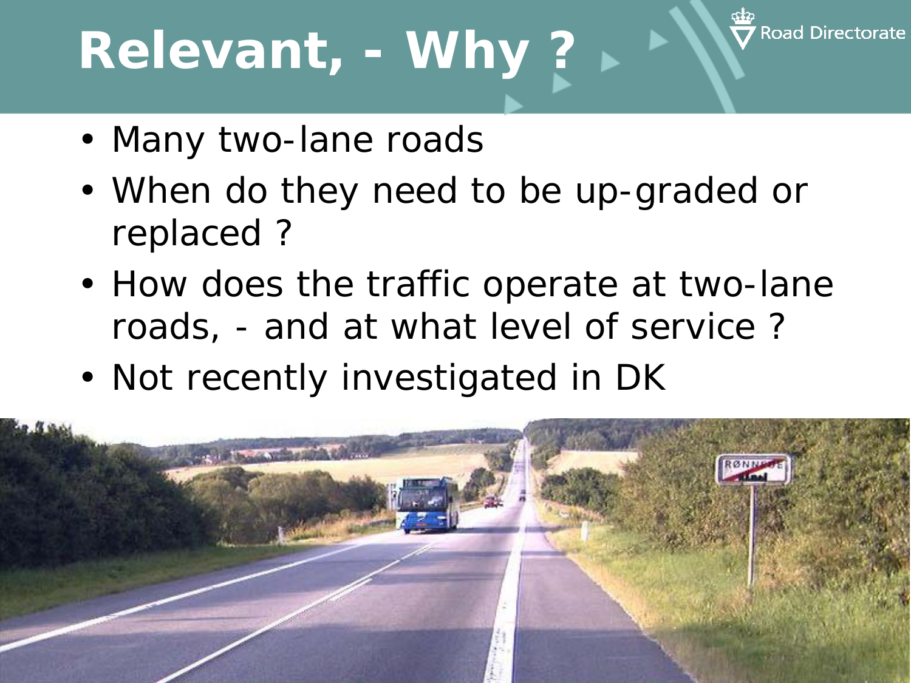# Relevant, - Why ?

- Many two-lane roads
- When do they need to be up-graded or replaced ?
- How does the traffic operate at two-lane roads, - and at what level of service ?
- Not recently investigated in DK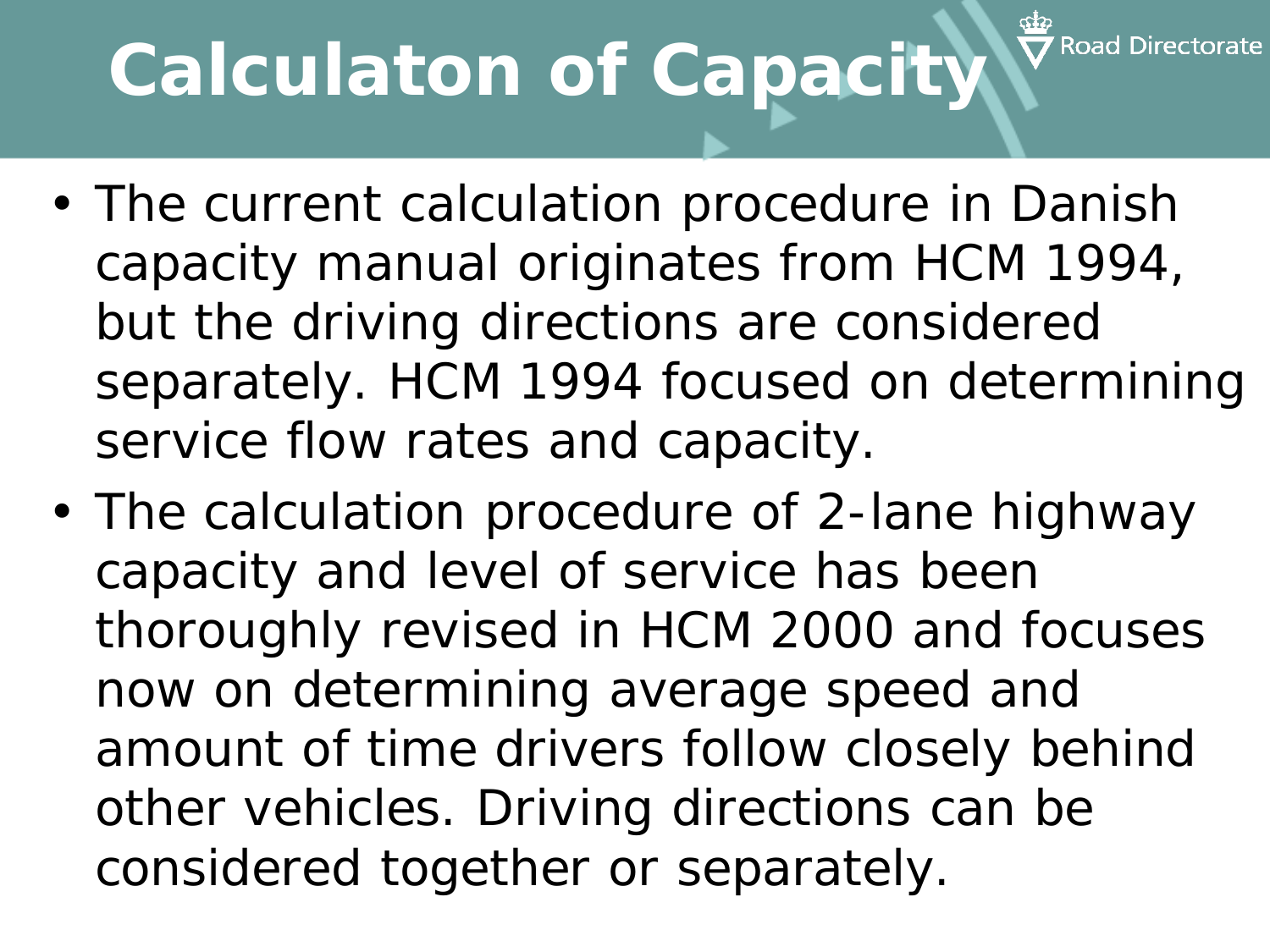# Calculaton of Capacity

- The current calculation procedure in Danish capacity manual originates from HCM 1994, but the driving directions are considered separately. HCM 1994 focused on determining service flow rates and capacity.
- The calculation procedure of 2-lane highway capacity and level of service has been thoroughly revised in HCM 2000 and focuses now on determining average speed and amount of time drivers follow closely behind other vehicles. Driving directions can be considered together or separately.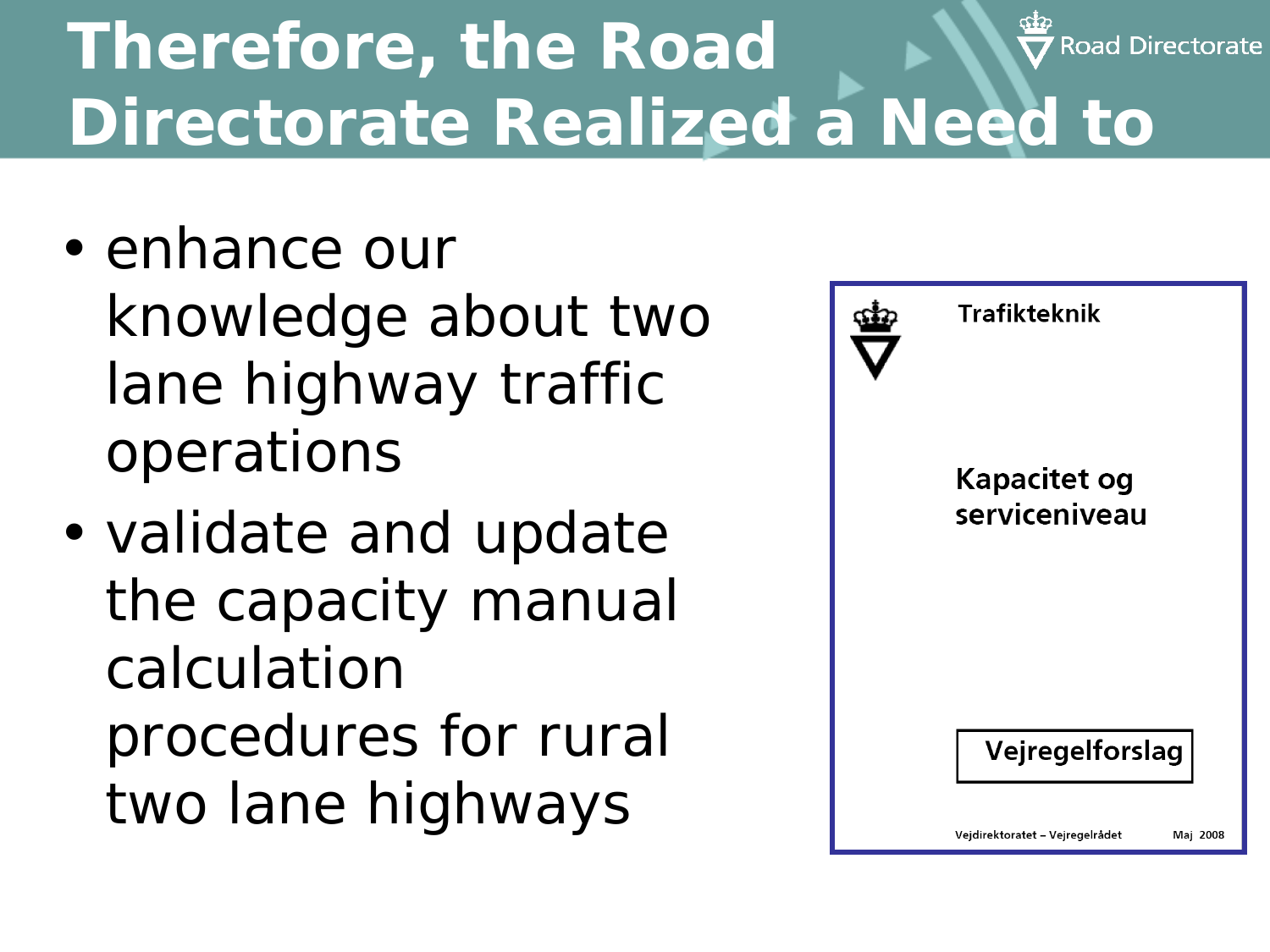# Therefore, the Road Directorate Realized a Need to

- enhance our knowledge about two lane highway traffic operations
- validate and update the capacity manual calculation procedures for rural two lane highways

Trafikteknik

Kapacitet og serviceniveau

Vejregelforslag

Vejdirektoratet – Vejregelrådet Maj 2008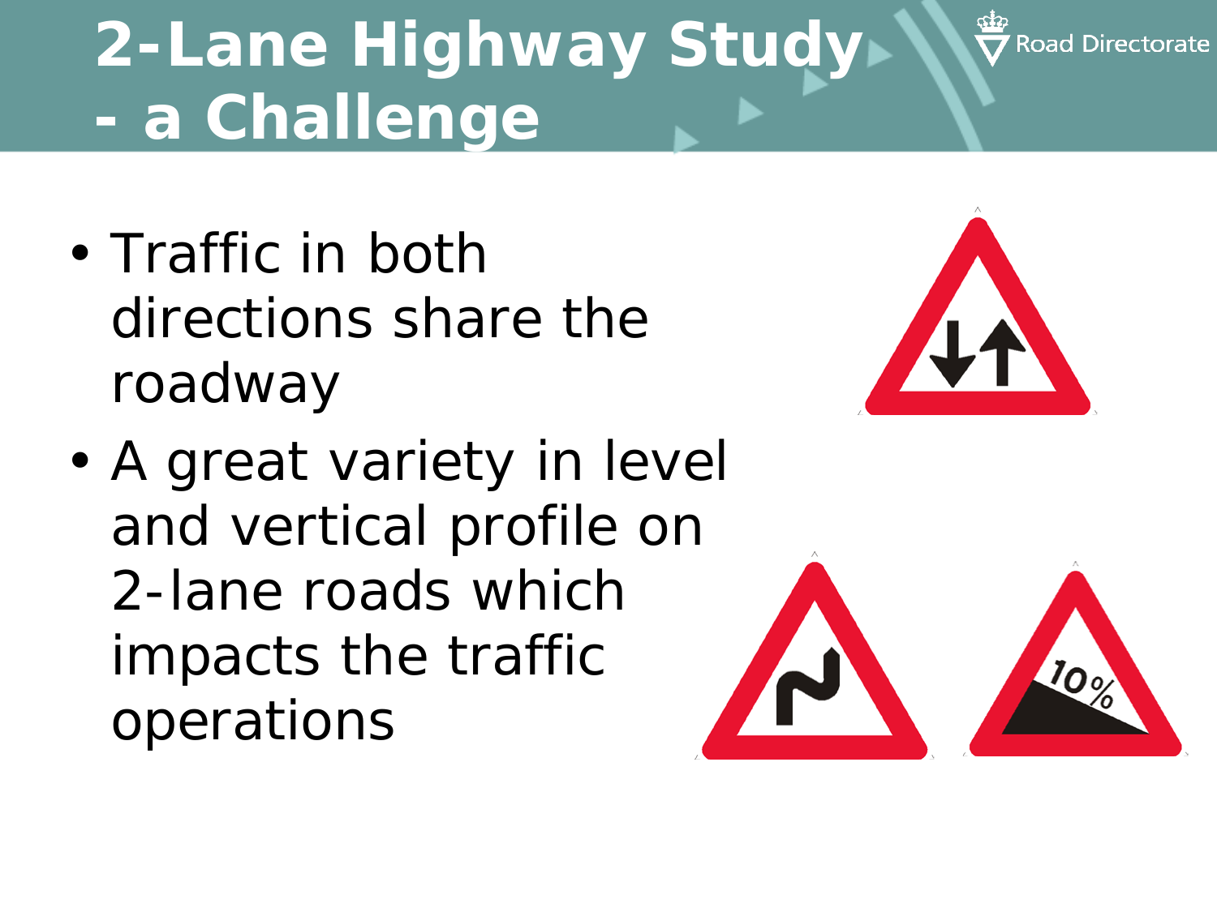# 2-Lane Highway Study - a Challenge

- Traffic in both directions share the roadway
- A great variety in level and vertical profile on 2-lane roads which impacts the traffic operations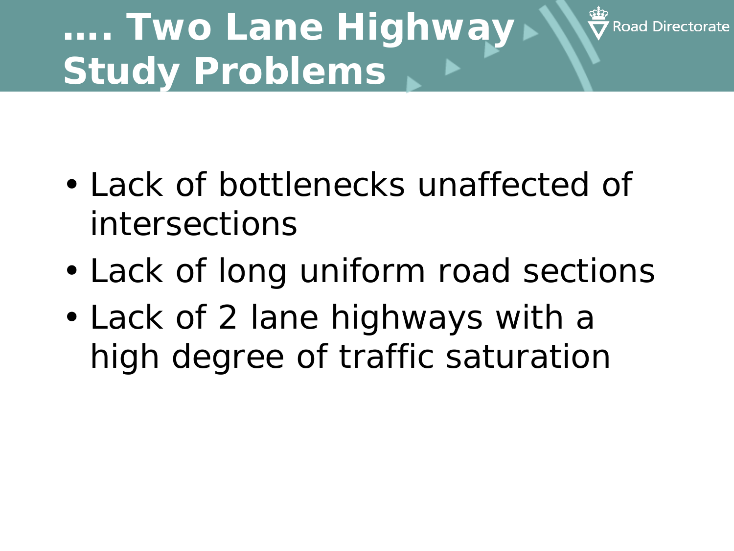# …. Two Lane Highway Study Problems

- Lack of bottlenecks unaffected of intersections
- Lack of long uniform road sections
- Lack of 2 lane highways with a high degree of traffic saturation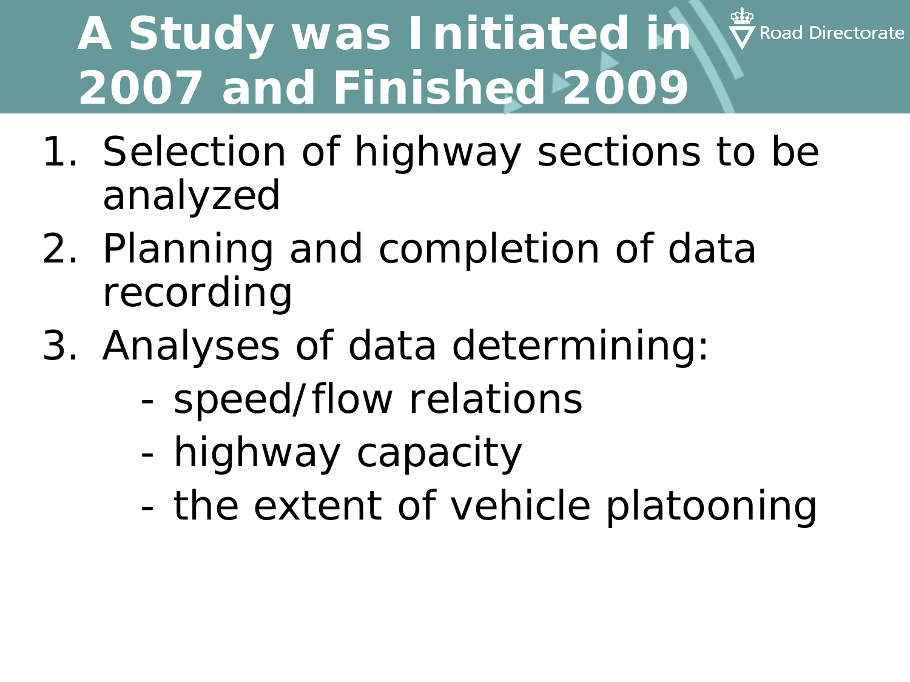# A Study was Initiated in 2007 and Finished 2009

1. Selection of highway sections to be analyzed
2. Planning and completion of data recording
3. Analyses of data determining:
   - speed/flow relations
   - highway capacity
   - the extent of vehicle platooning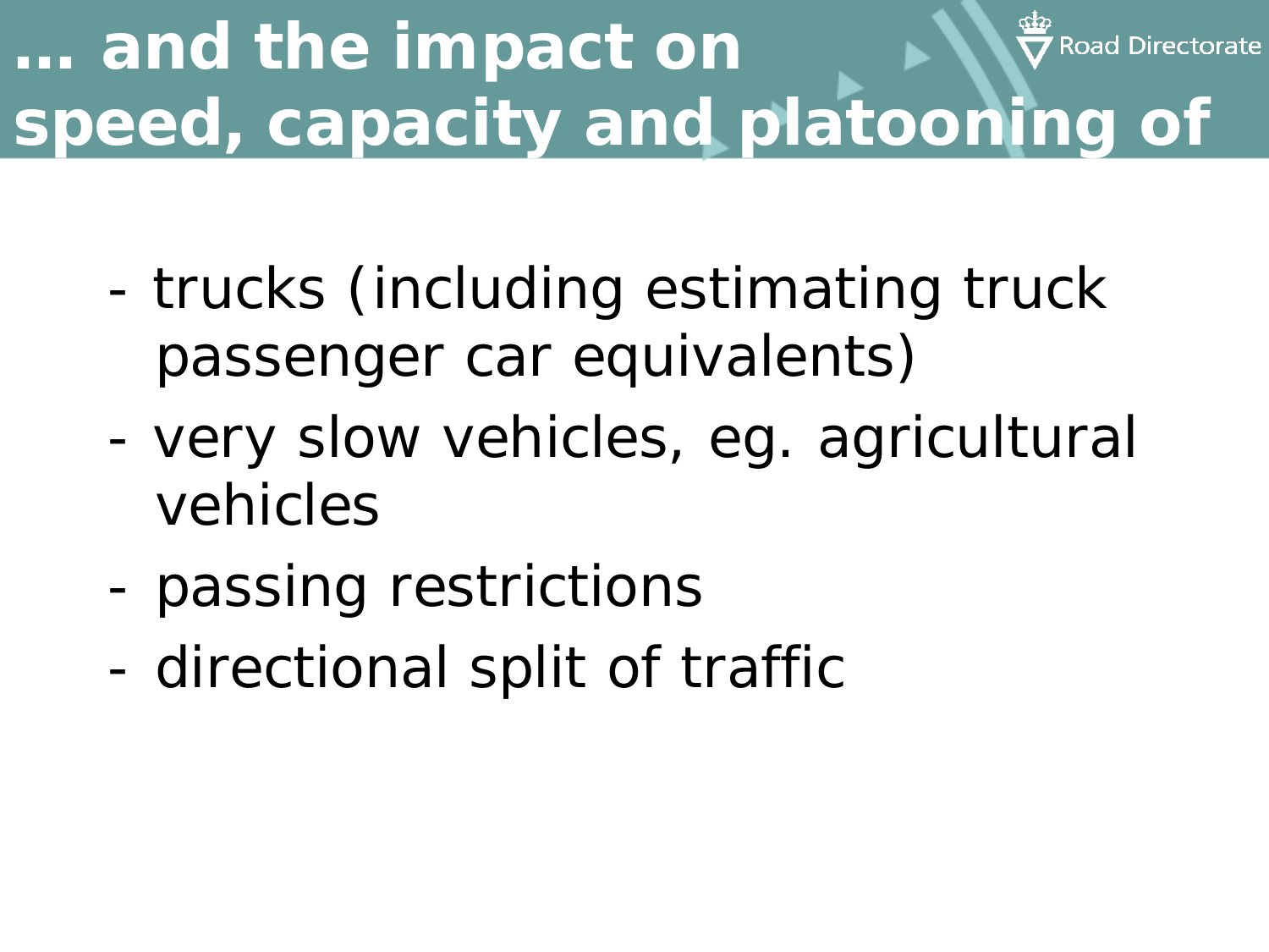# … and the impact on speed, capacity and platooning of

- trucks (including estimating truck passenger car equivalents)
- very slow vehicles, eg. agricultural vehicles
- passing restrictions
- directional split of traffic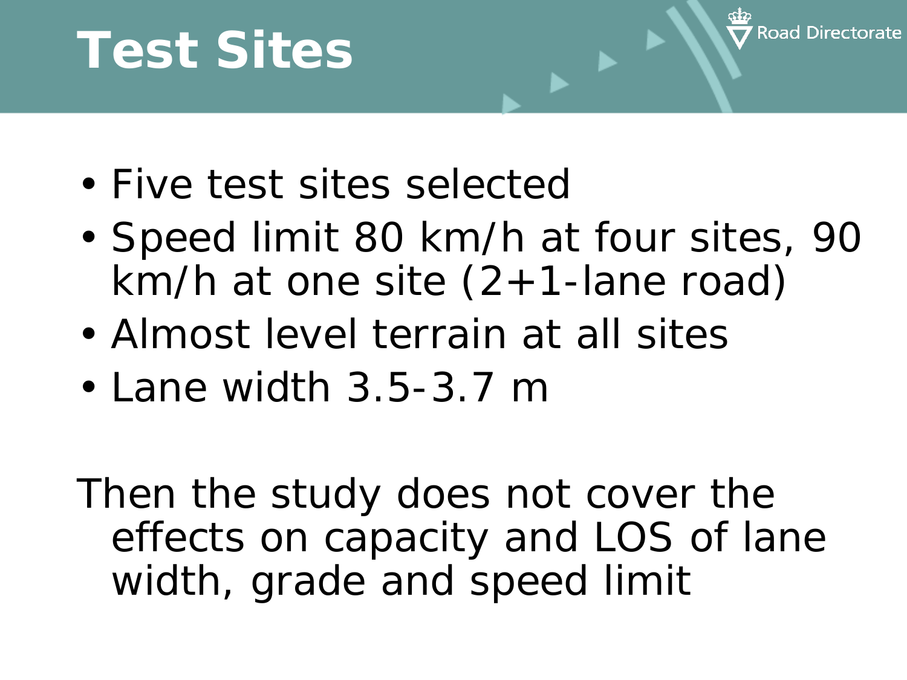# Test Sites

- Five test sites selected
- Speed limit 80 km/h at four sites, 90 km/h at one site (2+1-lane road)
- Almost level terrain at all sites
- Lane width 3.5-3.7 m

Then the study does not cover the effects on capacity and LOS of lane width, grade and speed limit